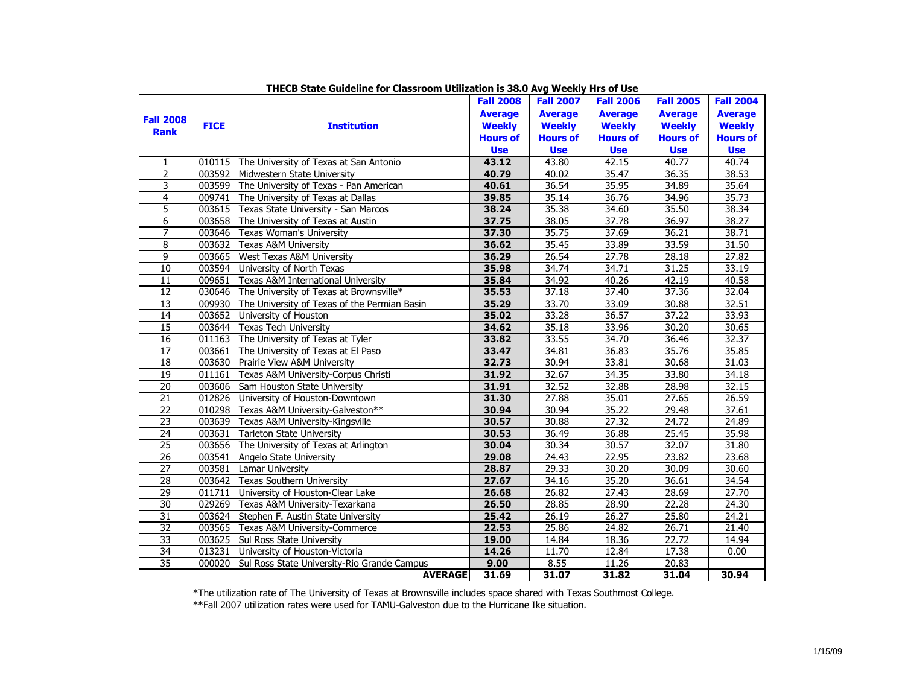**THECB State Guideline for Classroom Utilization is 38.0 Avg Weekly Hrs of Use**

| Fall 2008 Rank | FICE | Institution | Fall 2008 Average Weekly Hours of Use | Fall 2007 Average Weekly Hours of Use | Fall 2006 Average Weekly Hours of Use | Fall 2005 Average Weekly Hours of Use | Fall 2004 Average Weekly Hours of Use |
|---|---|---|---|---|---|---|---|
| 1 | 010115 | The University of Texas at San Antonio | **43.12** | 43.80 | 42.15 | 40.77 | 40.74 |
| 2 | 003592 | Midwestern State University | **40.79** | 40.02 | 35.47 | 36.35 | 38.53 |
| 3 | 003599 | The University of Texas - Pan American | **40.61** | 36.54 | 35.95 | 34.89 | 35.64 |
| 4 | 009741 | The University of Texas at Dallas | **39.85** | 35.14 | 36.76 | 34.96 | 35.73 |
| 5 | 003615 | Texas State University - San Marcos | **38.24** | 35.38 | 34.60 | 35.50 | 38.34 |
| 6 | 003658 | The University of Texas at Austin | **37.75** | 38.05 | 37.78 | 36.97 | 38.27 |
| 7 | 003646 | Texas Woman's University | **37.30** | 35.75 | 37.69 | 36.21 | 38.71 |
| 8 | 003632 | Texas A&M University | **36.62** | 35.45 | 33.89 | 33.59 | 31.50 |
| 9 | 003665 | West Texas A&M University | **36.29** | 26.54 | 27.78 | 28.18 | 27.82 |
| 10 | 003594 | University of North Texas | **35.98** | 34.74 | 34.71 | 31.25 | 33.19 |
| 11 | 009651 | Texas A&M International University | **35.84** | 34.92 | 40.26 | 42.19 | 40.58 |
| 12 | 030646 | The University of Texas at Brownsville* | **35.53** | 37.18 | 37.40 | 37.36 | 32.04 |
| 13 | 009930 | The University of Texas of the Permian Basin | **35.29** | 33.70 | 33.09 | 30.88 | 32.51 |
| 14 | 003652 | University of Houston | **35.02** | 33.28 | 36.57 | 37.22 | 33.93 |
| 15 | 003644 | Texas Tech University | **34.62** | 35.18 | 33.96 | 30.20 | 30.65 |
| 16 | 011163 | The University of Texas at Tyler | **33.82** | 33.55 | 34.70 | 36.46 | 32.37 |
| 17 | 003661 | The University of Texas at El Paso | **33.47** | 34.81 | 36.83 | 35.76 | 35.85 |
| 18 | 003630 | Prairie View A&M University | **32.73** | 30.94 | 33.81 | 30.68 | 31.03 |
| 19 | 011161 | Texas A&M University-Corpus Christi | **31.92** | 32.67 | 34.35 | 33.80 | 34.18 |
| 20 | 003606 | Sam Houston State University | **31.91** | 32.52 | 32.88 | 28.98 | 32.15 |
| 21 | 012826 | University of Houston-Downtown | **31.30** | 27.88 | 35.01 | 27.65 | 26.59 |
| 22 | 010298 | Texas A&M University-Galveston** | **30.94** | 30.94 | 35.22 | 29.48 | 37.61 |
| 23 | 003639 | Texas A&M University-Kingsville | **30.57** | 30.88 | 27.32 | 24.72 | 24.89 |
| 24 | 003631 | Tarleton State University | **30.53** | 36.49 | 36.88 | 25.45 | 35.98 |
| 25 | 003656 | The University of Texas at Arlington | **30.04** | 30.34 | 30.57 | 32.07 | 31.80 |
| 26 | 003541 | Angelo State University | **29.08** | 24.43 | 22.95 | 23.82 | 23.68 |
| 27 | 003581 | Lamar University | **28.87** | 29.33 | 30.20 | 30.09 | 30.60 |
| 28 | 003642 | Texas Southern University | **27.67** | 34.16 | 35.20 | 36.61 | 34.54 |
| 29 | 011711 | University of Houston-Clear Lake | **26.68** | 26.82 | 27.43 | 28.69 | 27.70 |
| 30 | 029269 | Texas A&M University-Texarkana | **26.50** | 28.85 | 28.90 | 22.28 | 24.30 |
| 31 | 003624 | Stephen F. Austin State University | **25.42** | 26.19 | 26.27 | 25.80 | 24.21 |
| 32 | 003565 | Texas A&M University-Commerce | **22.53** | 25.86 | 24.82 | 26.71 | 21.40 |
| 33 | 003625 | Sul Ross State University | **19.00** | 14.84 | 18.36 | 22.72 | 14.94 |
| 34 | 013231 | University of Houston-Victoria | **14.26** | 11.70 | 12.84 | 17.38 | 0.00 |
| 35 | 000020 | Sul Ross State University-Rio Grande Campus | **9.00** | 8.55 | 11.26 | 20.83 | |
| | | **AVERAGE** | **31.69** | **31.07** | **31.82** | **31.04** | **30.94** |

*The utilization rate of The University of Texas at Brownsville includes space shared with Texas Southmost College.

**Fall 2007 utilization rates were used for TAMU-Galveston due to the Hurricane Ike situation.

1/15/09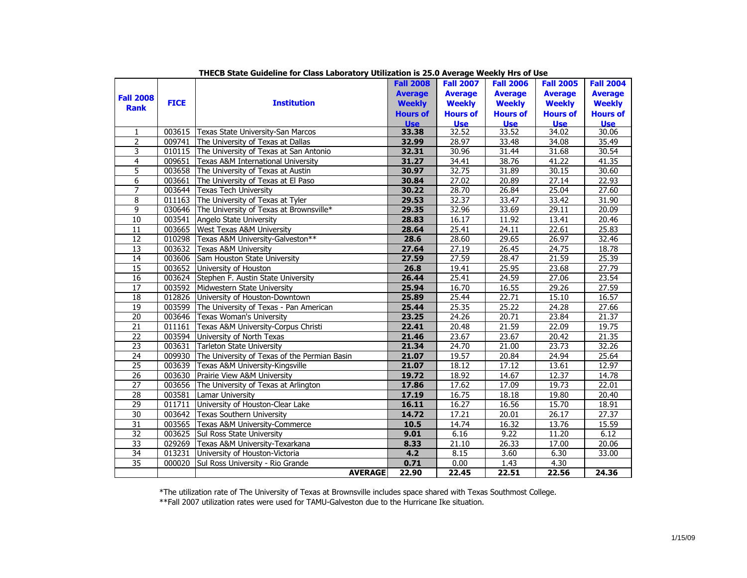**THECB State Guideline for Class Laboratory Utilization is 25.0 Average Weekly Hrs of Use**

| Fall 2008 Rank | FICE | Institution | Fall 2008 Average Weekly Hours of Use | Fall 2007 Average Weekly Hours of Use | Fall 2006 Average Weekly Hours of Use | Fall 2005 Average Weekly Hours of Use | Fall 2004 Average Weekly Hours of Use |
|---|---|---|---|---|---|---|---|
| 1 | 003615 | Texas State University-San Marcos | **33.38** | 32.52 | 33.52 | 34.02 | 30.06 |
| 2 | 009741 | The University of Texas at Dallas | **32.99** | 28.97 | 33.48 | 34.08 | 35.49 |
| 3 | 010115 | The University of Texas at San Antonio | **32.31** | 30.96 | 31.44 | 31.68 | 30.54 |
| 4 | 009651 | Texas A&M International University | **31.27** | 34.41 | 38.76 | 41.22 | 41.35 |
| 5 | 003658 | The University of Texas at Austin | **30.97** | 32.75 | 31.89 | 30.15 | 30.60 |
| 6 | 003661 | The University of Texas at El Paso | **30.84** | 27.02 | 20.89 | 27.14 | 22.93 |
| 7 | 003644 | Texas Tech University | **30.22** | 28.70 | 26.84 | 25.04 | 27.60 |
| 8 | 011163 | The University of Texas at Tyler | **29.53** | 32.37 | 33.47 | 33.42 | 31.90 |
| 9 | 030646 | The University of Texas at Brownsville* | **29.35** | 32.96 | 33.69 | 29.11 | 20.09 |
| 10 | 003541 | Angelo State University | **28.83** | 16.17 | 11.92 | 13.41 | 20.46 |
| 11 | 003665 | West Texas A&M University | **28.64** | 25.41 | 24.11 | 22.61 | 25.83 |
| 12 | 010298 | Texas A&M University-Galveston** | **28.6** | 28.60 | 29.65 | 26.97 | 32.46 |
| 13 | 003632 | Texas A&M University | **27.64** | 27.19 | 26.45 | 24.75 | 18.78 |
| 14 | 003606 | Sam Houston State University | **27.59** | 27.59 | 28.47 | 21.59 | 25.39 |
| 15 | 003652 | University of Houston | **26.8** | 19.41 | 25.95 | 23.68 | 27.79 |
| 16 | 003624 | Stephen F. Austin State University | **26.44** | 25.41 | 24.59 | 27.06 | 23.54 |
| 17 | 003592 | Midwestern State University | **25.94** | 16.70 | 16.55 | 29.26 | 27.59 |
| 18 | 012826 | University of Houston-Downtown | **25.89** | 25.44 | 22.71 | 15.10 | 16.57 |
| 19 | 003599 | The University of Texas - Pan American | **25.44** | 25.35 | 25.22 | 24.28 | 27.66 |
| 20 | 003646 | Texas Woman's University | **23.25** | 24.26 | 20.71 | 23.84 | 21.37 |
| 21 | 011161 | Texas A&M University-Corpus Christi | **22.41** | 20.48 | 21.59 | 22.09 | 19.75 |
| 22 | 003594 | University of North Texas | **21.46** | 23.67 | 23.67 | 20.42 | 21.35 |
| 23 | 003631 | Tarleton State University | **21.34** | 24.70 | 21.00 | 23.73 | 32.26 |
| 24 | 009930 | The University of Texas of the Permian Basin | **21.07** | 19.57 | 20.84 | 24.94 | 25.64 |
| 25 | 003639 | Texas A&M University-Kingsville | **21.07** | 18.12 | 17.12 | 13.61 | 12.97 |
| 26 | 003630 | Prairie View A&M University | **19.72** | 18.92 | 14.67 | 12.37 | 14.78 |
| 27 | 003656 | The University of Texas at Arlington | **17.86** | 17.62 | 17.09 | 19.73 | 22.01 |
| 28 | 003581 | Lamar University | **17.19** | 16.75 | 18.18 | 19.80 | 20.40 |
| 29 | 011711 | University of Houston-Clear Lake | **16.11** | 16.27 | 16.56 | 15.70 | 18.91 |
| 30 | 003642 | Texas Southern University | **14.72** | 17.21 | 20.01 | 26.17 | 27.37 |
| 31 | 003565 | Texas A&M University-Commerce | **10.5** | 14.74 | 16.32 | 13.76 | 15.59 |
| 32 | 003625 | Sul Ross State University | **9.01** | 6.16 | 9.22 | 11.20 | 6.12 |
| 33 | 029269 | Texas A&M University-Texarkana | **8.33** | 21.10 | 26.33 | 17.00 | 20.06 |
| 34 | 013231 | University of Houston-Victoria | **4.2** | 8.15 | 3.60 | 6.30 | 33.00 |
| 35 | 000020 | Sul Ross University - Rio Grande | **0.71** | 0.00 | 1.43 | 4.30 | |
| | | **AVERAGE** | **22.90** | **22.45** | **22.51** | **22.56** | **24.36** |

*The utilization rate of The University of Texas at Brownsville includes space shared with Texas Southmost College.

**Fall 2007 utilization rates were used for TAMU-Galveston due to the Hurricane Ike situation.

1/15/09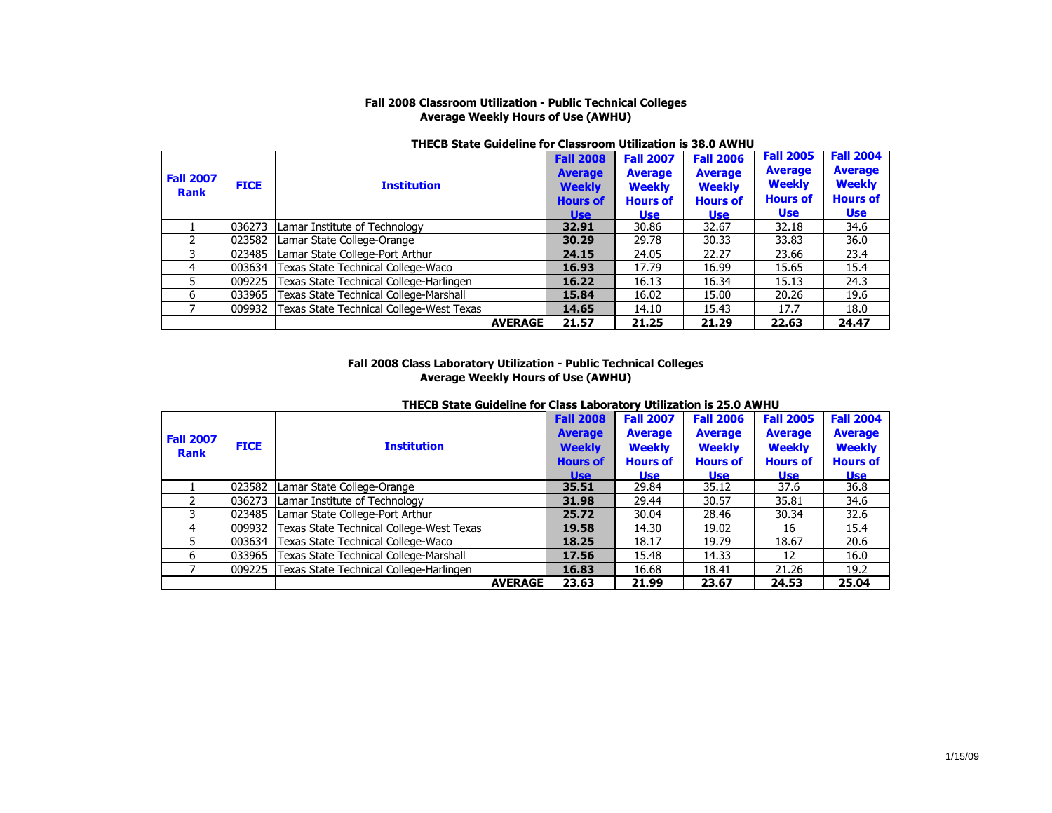**Fall 2008 Classroom Utilization - Public Technical Colleges**
**Average Weekly Hours of Use (AWHU)**

**THECB State Guideline for Classroom Utilization is 38.0 AWHU**

| Fall 2007 Rank | FICE | Institution | Fall 2008 Average Weekly Hours of Use | Fall 2007 Average Weekly Hours of Use | Fall 2006 Average Weekly Hours of Use | Fall 2005 Average Weekly Hours of Use | Fall 2004 Average Weekly Hours of Use |
|---|---|---|---|---|---|---|---|
| 1 | 036273 | Lamar Institute of Technology | **32.91** | 30.86 | 32.67 | 32.18 | 34.6 |
| 2 | 023582 | Lamar State College-Orange | **30.29** | 29.78 | 30.33 | 33.83 | 36.0 |
| 3 | 023485 | Lamar State College-Port Arthur | **24.15** | 24.05 | 22.27 | 23.66 | 23.4 |
| 4 | 003634 | Texas State Technical College-Waco | **16.93** | 17.79 | 16.99 | 15.65 | 15.4 |
| 5 | 009225 | Texas State Technical College-Harlingen | **16.22** | 16.13 | 16.34 | 15.13 | 24.3 |
| 6 | 033965 | Texas State Technical College-Marshall | **15.84** | 16.02 | 15.00 | 20.26 | 19.6 |
| 7 | 009932 | Texas State Technical College-West Texas | **14.65** | 14.10 | 15.43 | 17.7 | 18.0 |
| | | **AVERAGE** | **21.57** | **21.25** | **21.29** | **22.63** | **24.47** |

**Fall 2008 Class Laboratory Utilization - Public Technical Colleges**
**Average Weekly Hours of Use (AWHU)**

**THECB State Guideline for Class Laboratory Utilization is 25.0 AWHU**

| Fall 2007 Rank | FICE | Institution | Fall 2008 Average Weekly Hours of Use | Fall 2007 Average Weekly Hours of Use | Fall 2006 Average Weekly Hours of Use | Fall 2005 Average Weekly Hours of Use | Fall 2004 Average Weekly Hours of Use |
|---|---|---|---|---|---|---|---|
| 1 | 023582 | Lamar State College-Orange | **35.51** | 29.84 | 35.12 | 37.6 | 36.8 |
| 2 | 036273 | Lamar Institute of Technology | **31.98** | 29.44 | 30.57 | 35.81 | 34.6 |
| 3 | 023485 | Lamar State College-Port Arthur | **25.72** | 30.04 | 28.46 | 30.34 | 32.6 |
| 4 | 009932 | Texas State Technical College-West Texas | **19.58** | 14.30 | 19.02 | 16 | 15.4 |
| 5 | 003634 | Texas State Technical College-Waco | **18.25** | 18.17 | 19.79 | 18.67 | 20.6 |
| 6 | 033965 | Texas State Technical College-Marshall | **17.56** | 15.48 | 14.33 | 12 | 16.0 |
| 7 | 009225 | Texas State Technical College-Harlingen | **16.83** | 16.68 | 18.41 | 21.26 | 19.2 |
| | | **AVERAGE** | **23.63** | **21.99** | **23.67** | **24.53** | **25.04** |

1/15/09